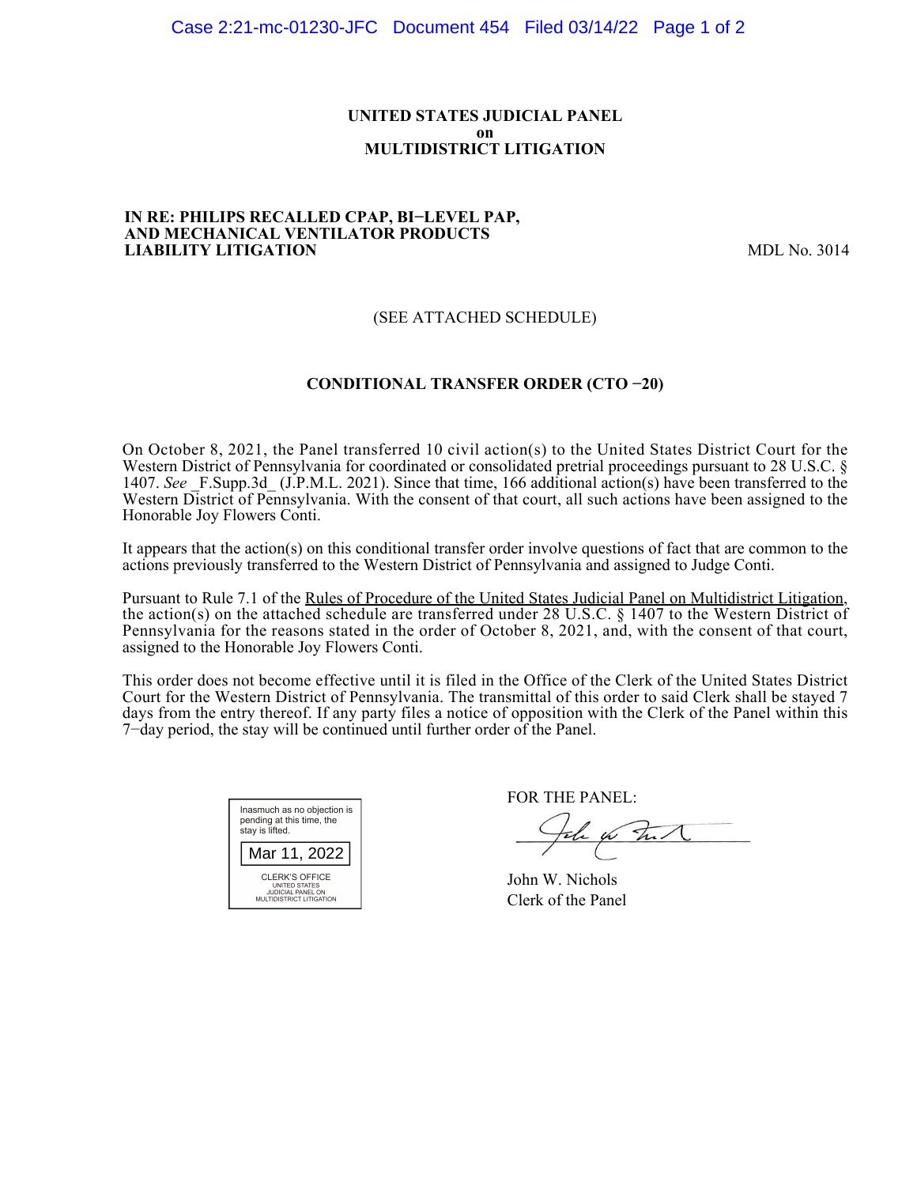**UNITED STATES JUDICIAL PANEL**
**on**
**MULTIDISTRICT LITIGATION**

**IN RE: PHILIPS RECALLED CPAP, BI−LEVEL PAP, AND MECHANICAL VENTILATOR PRODUCTS LIABILITY LITIGATION** — MDL No. 3014

(SEE ATTACHED SCHEDULE)

**CONDITIONAL TRANSFER ORDER (CTO −20)**

On October 8, 2021, the Panel transferred 10 civil action(s) to the United States District Court for the Western District of Pennsylvania for coordinated or consolidated pretrial proceedings pursuant to 28 U.S.C. § 1407. *See* _F.Supp.3d_ (J.P.M.L. 2021). Since that time, 166 additional action(s) have been transferred to the Western District of Pennsylvania. With the consent of that court, all such actions have been assigned to the Honorable Joy Flowers Conti.

It appears that the action(s) on this conditional transfer order involve questions of fact that are common to the actions previously transferred to the Western District of Pennsylvania and assigned to Judge Conti.

Pursuant to Rule 7.1 of the Rules of Procedure of the United States Judicial Panel on Multidistrict Litigation, the action(s) on the attached schedule are transferred under 28 U.S.C. § 1407 to the Western District of Pennsylvania for the reasons stated in the order of October 8, 2021, and, with the consent of that court, assigned to the Honorable Joy Flowers Conti.

This order does not become effective until it is filed in the Office of the Clerk of the United States District Court for the Western District of Pennsylvania. The transmittal of this order to said Clerk shall be stayed 7 days from the entry thereof. If any party files a notice of opposition with the Clerk of the Panel within this 7−day period, the stay will be continued until further order of the Panel.

Inasmuch as no objection is pending at this time, the stay is lifted.

Mar 11, 2022

CLERK'S OFFICE
UNITED STATES
JUDICIAL PANEL ON
MULTIDISTRICT LITIGATION

FOR THE PANEL:

John W. Nichols
Clerk of the Panel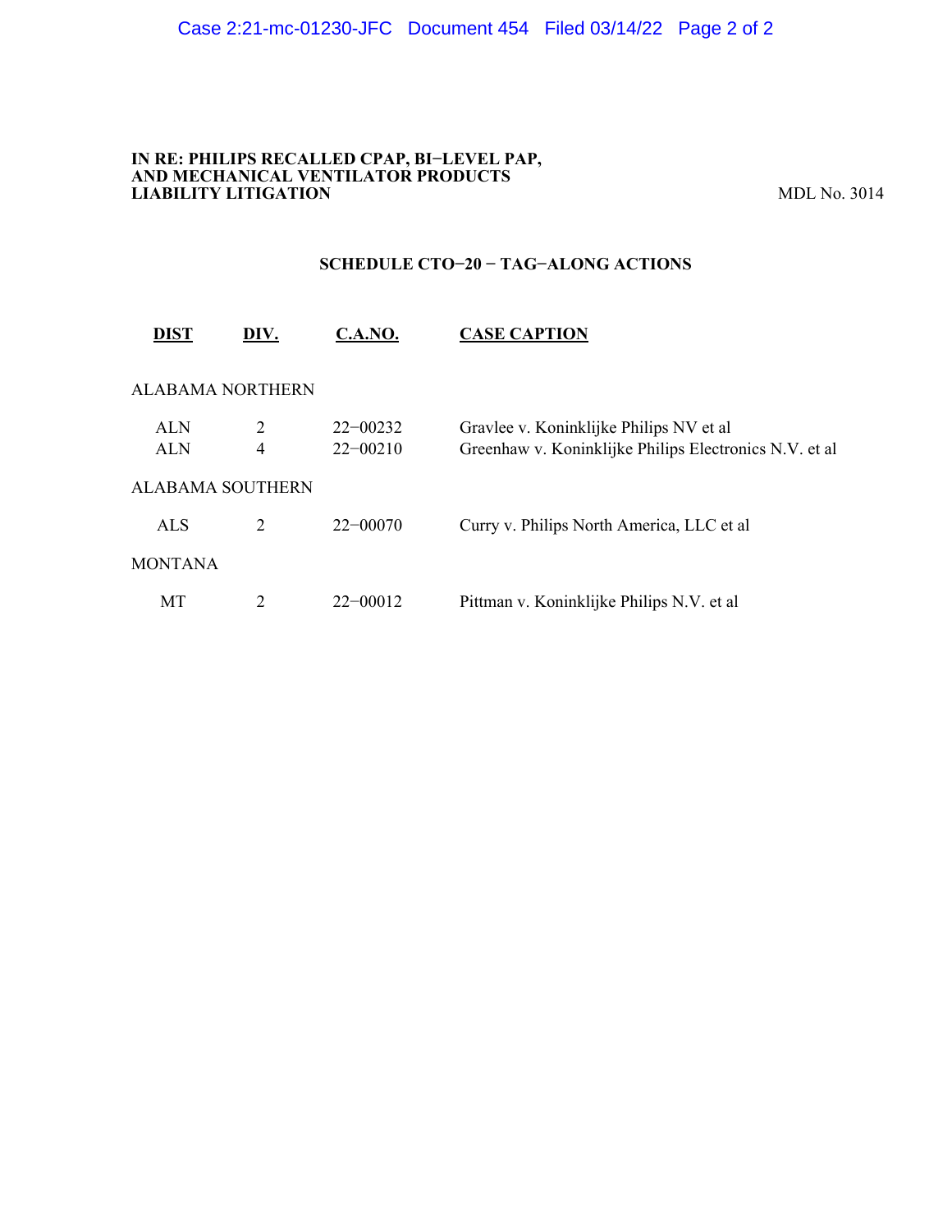**IN RE: PHILIPS RECALLED CPAP, BI−LEVEL PAP, AND MECHANICAL VENTILATOR PRODUCTS LIABILITY LITIGATION**

MDL No. 3014

## SCHEDULE CTO−20 − TAG−ALONG ACTIONS

| DIST | DIV. | C.A.NO. | CASE CAPTION |
|---|---|---|---|
| ALABAMA NORTHERN | | | |
| ALN | 2 | 22−00232 | Gravlee v. Koninklijke Philips NV et al |
| ALN | 4 | 22−00210 | Greenhaw v. Koninklijke Philips Electronics N.V. et al |
| ALABAMA SOUTHERN | | | |
| ALS | 2 | 22−00070 | Curry v. Philips North America, LLC et al |
| MONTANA | | | |
| MT | 2 | 22−00012 | Pittman v. Koninklijke Philips N.V. et al |